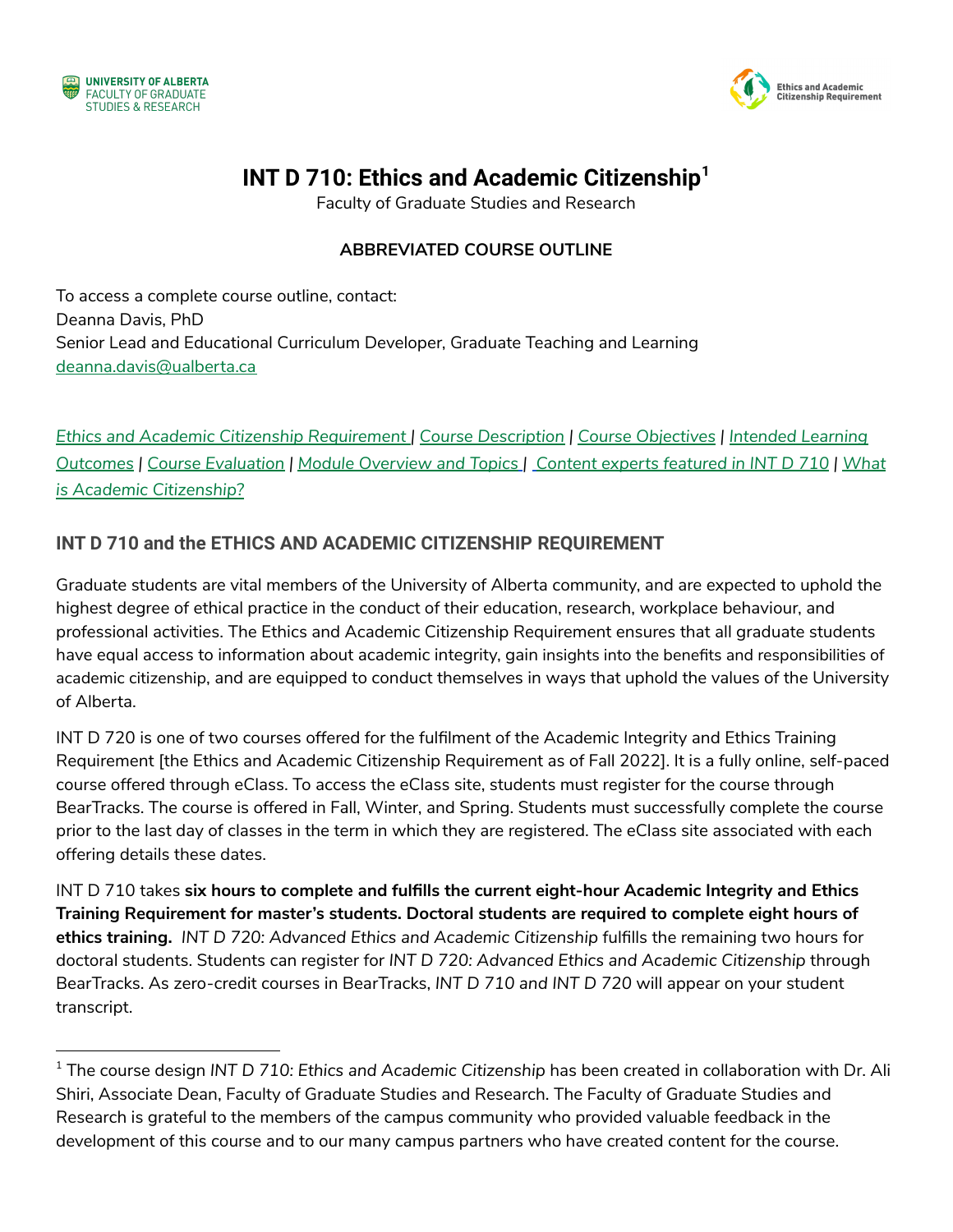UNIVERSITY OF ALBERTA
FACULTY OF GRADUATE STUDIES & RESEARCH

Ethics and Academic Citizenship Requirement

# INT D 710: Ethics and Academic Citizenship[1]

Faculty of Graduate Studies and Research

**ABBREVIATED COURSE OUTLINE**

To access a complete course outline, contact:
Deanna Davis, PhD
Senior Lead and Educational Curriculum Developer, Graduate Teaching and Learning
deanna.davis@ualberta.ca

*Ethics and Academic Citizenship Requirement* | *Course Description* | *Course Objectives* | *Intended Learning Outcomes* | *Course Evaluation* | *Module Overview and Topics* | *Content experts featured in INT D 710* | *What is Academic Citizenship?*

## INT D 710 and the ETHICS AND ACADEMIC CITIZENSHIP REQUIREMENT

Graduate students are vital members of the University of Alberta community, and are expected to uphold the highest degree of ethical practice in the conduct of their education, research, workplace behaviour, and professional activities. The Ethics and Academic Citizenship Requirement ensures that all graduate students have equal access to information about academic integrity, gain insights into the benefits and responsibilities of academic citizenship, and are equipped to conduct themselves in ways that uphold the values of the University of Alberta.

INT D 720 is one of two courses offered for the fulfilment of the Academic Integrity and Ethics Training Requirement [the Ethics and Academic Citizenship Requirement as of Fall 2022]. It is a fully online, self-paced course offered through eClass. To access the eClass site, students must register for the course through BearTracks. The course is offered in Fall, Winter, and Spring. Students must successfully complete the course prior to the last day of classes in the term in which they are registered. The eClass site associated with each offering details these dates.

INT D 710 takes **six hours to complete and fulfills the current eight-hour Academic Integrity and Ethics Training Requirement for master's students. Doctoral students are required to complete eight hours of ethics training.** *INT D 720: Advanced Ethics and Academic Citizenship* fulfills the remaining two hours for doctoral students. Students can register for *INT D 720: Advanced Ethics and Academic Citizenship* through BearTracks. As zero-credit courses in BearTracks, *INT D 710 and INT D 720* will appear on your student transcript.

---

[1] The course design *INT D 710: Ethics and Academic Citizenship* has been created in collaboration with Dr. Ali Shiri, Associate Dean, Faculty of Graduate Studies and Research. The Faculty of Graduate Studies and Research is grateful to the members of the campus community who provided valuable feedback in the development of this course and to our many campus partners who have created content for the course.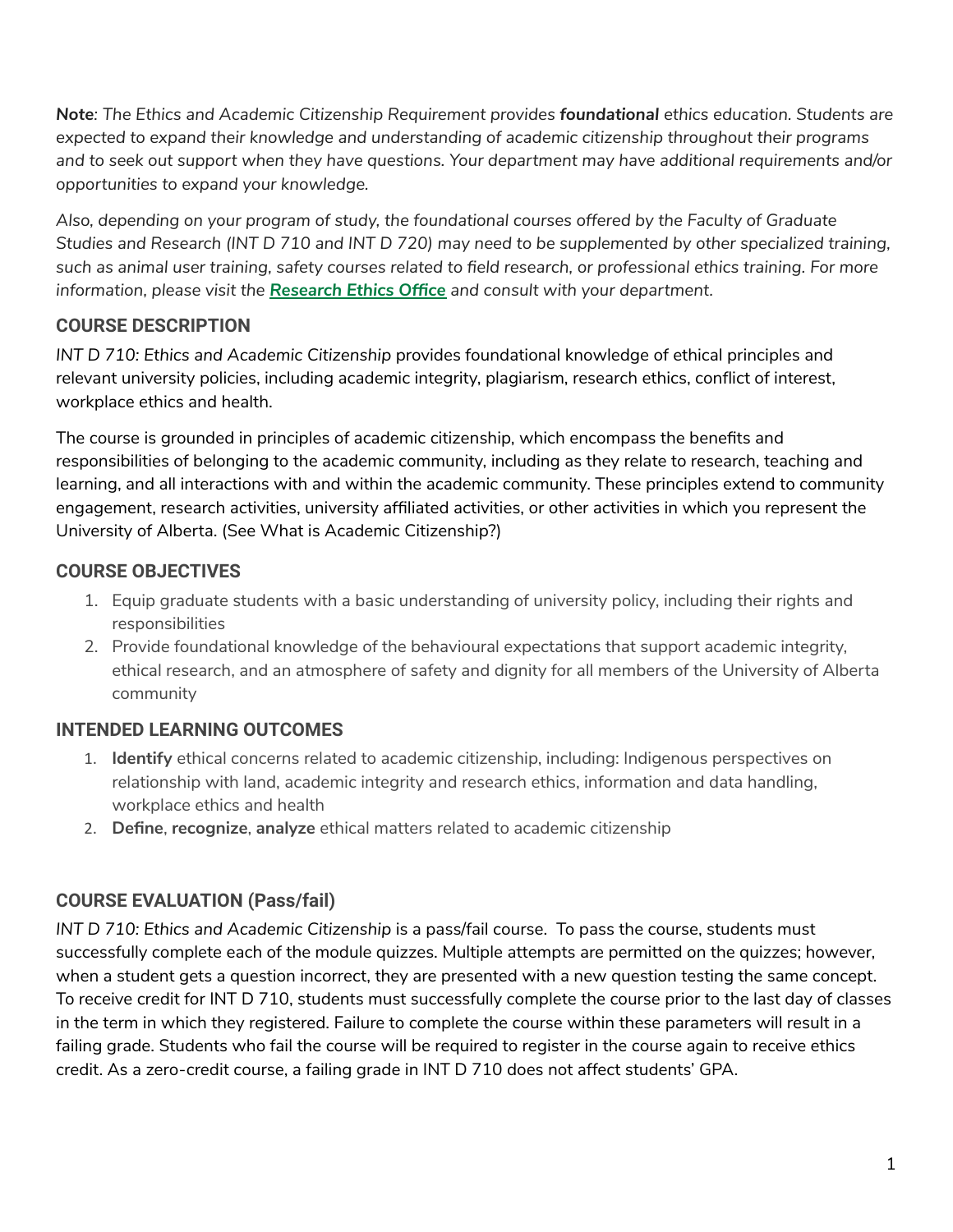***Note**: The Ethics and Academic Citizenship Requirement provides **foundational** ethics education. Students are expected to expand their knowledge and understanding of academic citizenship throughout their programs and to seek out support when they have questions. Your department may have additional requirements and/or opportunities to expand your knowledge.*

*Also, depending on your program of study, the foundational courses offered by the Faculty of Graduate Studies and Research (INT D 710 and INT D 720) may need to be supplemented by other specialized training, such as animal user training, safety courses related to field research, or professional ethics training. For more information, please visit the **Research Ethics Office** and consult with your department.*

## COURSE DESCRIPTION

*INT D 710: Ethics and Academic Citizenship* provides foundational knowledge of ethical principles and relevant university policies, including academic integrity, plagiarism, research ethics, conflict of interest, workplace ethics and health.

The course is grounded in principles of academic citizenship, which encompass the benefits and responsibilities of belonging to the academic community, including as they relate to research, teaching and learning, and all interactions with and within the academic community. These principles extend to community engagement, research activities, university affiliated activities, or other activities in which you represent the University of Alberta. (See What is Academic Citizenship?)

## COURSE OBJECTIVES

1. Equip graduate students with a basic understanding of university policy, including their rights and responsibilities
2. Provide foundational knowledge of the behavioural expectations that support academic integrity, ethical research, and an atmosphere of safety and dignity for all members of the University of Alberta community

## INTENDED LEARNING OUTCOMES

1. **Identify** ethical concerns related to academic citizenship, including: Indigenous perspectives on relationship with land, academic integrity and research ethics, information and data handling, workplace ethics and health
2. **Define**, **recognize**, **analyze** ethical matters related to academic citizenship

## COURSE EVALUATION (Pass/fail)

*INT D 710: Ethics and Academic Citizenship* is a pass/fail course. To pass the course, students must successfully complete each of the module quizzes. Multiple attempts are permitted on the quizzes; however, when a student gets a question incorrect, they are presented with a new question testing the same concept. To receive credit for INT D 710, students must successfully complete the course prior to the last day of classes in the term in which they registered. Failure to complete the course within these parameters will result in a failing grade. Students who fail the course will be required to register in the course again to receive ethics credit. As a zero-credit course, a failing grade in INT D 710 does not affect students' GPA.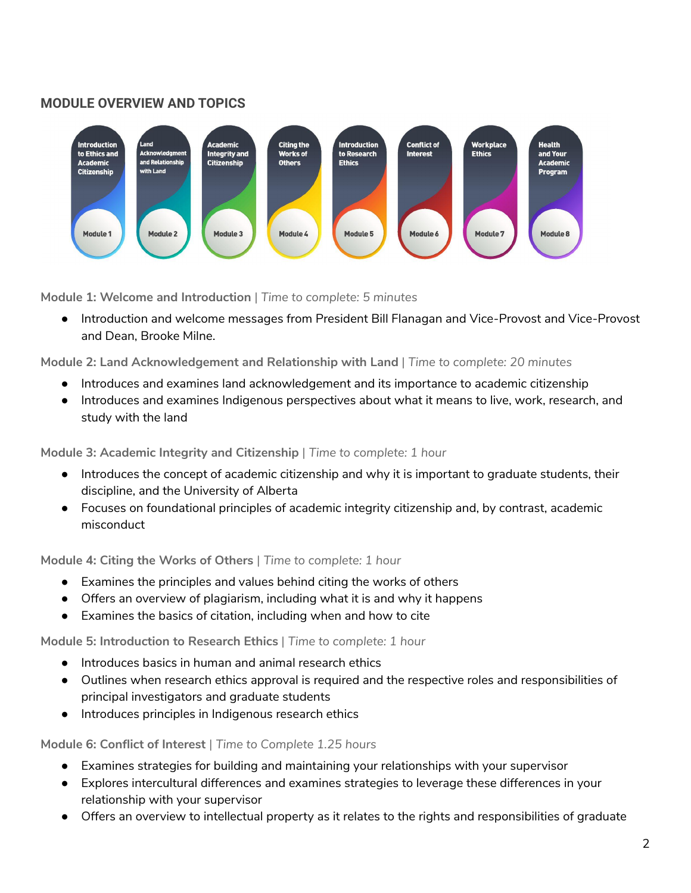## MODULE OVERVIEW AND TOPICS

**Module 1: Welcome and Introduction** | *Time to complete: 5 minutes*

- Introduction and welcome messages from President Bill Flanagan and Vice-Provost and Vice-Provost and Dean, Brooke Milne.

**Module 2: Land Acknowledgement and Relationship with Land** | *Time to complete: 20 minutes*

- Introduces and examines land acknowledgement and its importance to academic citizenship
- Introduces and examines Indigenous perspectives about what it means to live, work, research, and study with the land

**Module 3: Academic Integrity and Citizenship** | *Time to complete: 1 hour*

- Introduces the concept of academic citizenship and why it is important to graduate students, their discipline, and the University of Alberta
- Focuses on foundational principles of academic integrity citizenship and, by contrast, academic misconduct

**Module 4: Citing the Works of Others** | *Time to complete: 1 hour*

- Examines the principles and values behind citing the works of others
- Offers an overview of plagiarism, including what it is and why it happens
- Examines the basics of citation, including when and how to cite

**Module 5: Introduction to Research Ethics** | *Time to complete: 1 hour*

- Introduces basics in human and animal research ethics
- Outlines when research ethics approval is required and the respective roles and responsibilities of principal investigators and graduate students
- Introduces principles in Indigenous research ethics

**Module 6: Conflict of Interest** | *Time to Complete 1.25 hours*

- Examines strategies for building and maintaining your relationships with your supervisor
- Explores intercultural differences and examines strategies to leverage these differences in your relationship with your supervisor
- Offers an overview to intellectual property as it relates to the rights and responsibilities of graduate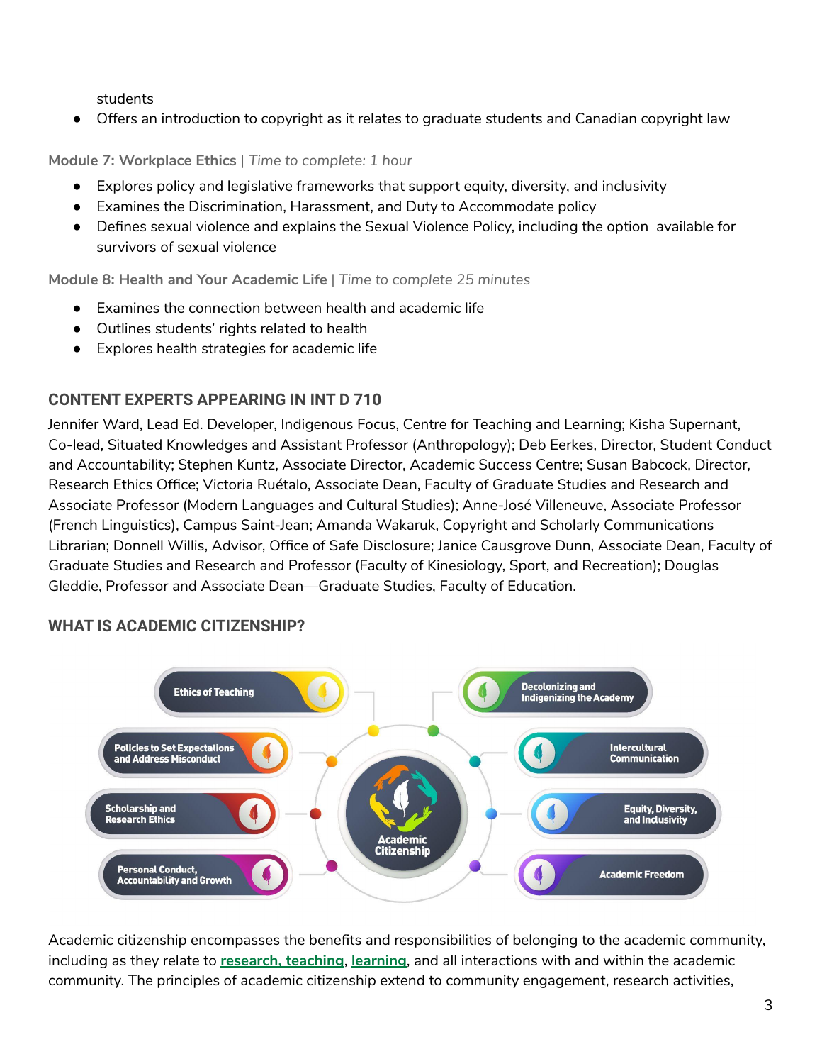students
- Offers an introduction to copyright as it relates to graduate students and Canadian copyright law

**Module 7: Workplace Ethics** | *Time to complete: 1 hour*

- Explores policy and legislative frameworks that support equity, diversity, and inclusivity
- Examines the Discrimination, Harassment, and Duty to Accommodate policy
- Defines sexual violence and explains the Sexual Violence Policy, including the option available for survivors of sexual violence

**Module 8: Health and Your Academic Life** | *Time to complete 25 minutes*

- Examines the connection between health and academic life
- Outlines students' rights related to health
- Explores health strategies for academic life

## CONTENT EXPERTS APPEARING IN INT D 710

Jennifer Ward, Lead Ed. Developer, Indigenous Focus, Centre for Teaching and Learning; Kisha Supernant, Co-lead, Situated Knowledges and Assistant Professor (Anthropology); Deb Eerkes, Director, Student Conduct and Accountability; Stephen Kuntz, Associate Director, Academic Success Centre; Susan Babcock, Director, Research Ethics Office; Victoria Ruétalo, Associate Dean, Faculty of Graduate Studies and Research and Associate Professor (Modern Languages and Cultural Studies); Anne-José Villeneuve, Associate Professor (French Linguistics), Campus Saint-Jean; Amanda Wakaruk, Copyright and Scholarly Communications Librarian; Donnell Willis, Advisor, Office of Safe Disclosure; Janice Causgrove Dunn, Associate Dean, Faculty of Graduate Studies and Research and Professor (Faculty of Kinesiology, Sport, and Recreation); Douglas Gleddie, Professor and Associate Dean—Graduate Studies, Faculty of Education.

## WHAT IS ACADEMIC CITIZENSHIP?

Academic Citizenship

- Ethics of Teaching
- Policies to Set Expectations and Address Misconduct
- Scholarship and Research Ethics
- Personal Conduct, Accountability and Growth
- Decolonizing and Indigenizing the Academy
- Intercultural Communication
- Equity, Diversity, and Inclusivity
- Academic Freedom

Academic citizenship encompasses the benefits and responsibilities of belonging to the academic community, including as they relate to **research, teaching**, **learning**, and all interactions with and within the academic community. The principles of academic citizenship extend to community engagement, research activities,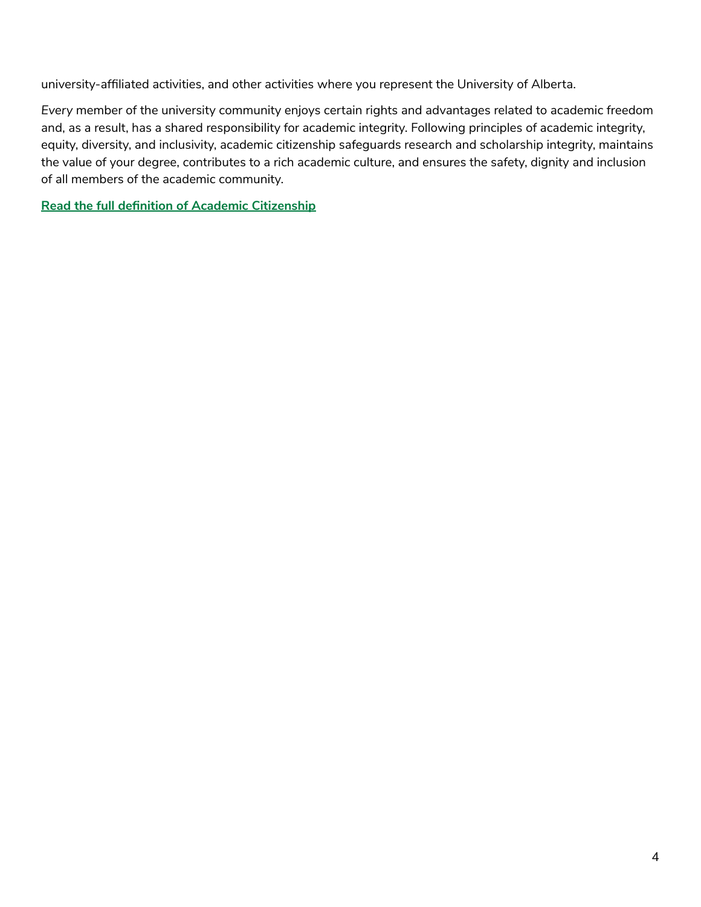university-affiliated activities, and other activities where you represent the University of Alberta.

*Every* member of the university community enjoys certain rights and advantages related to academic freedom and, as a result, has a shared responsibility for academic integrity. Following principles of academic integrity, equity, diversity, and inclusivity, academic citizenship safeguards research and scholarship integrity, maintains the value of your degree, contributes to a rich academic culture, and ensures the safety, dignity and inclusion of all members of the academic community.

**Read the full definition of Academic Citizenship**